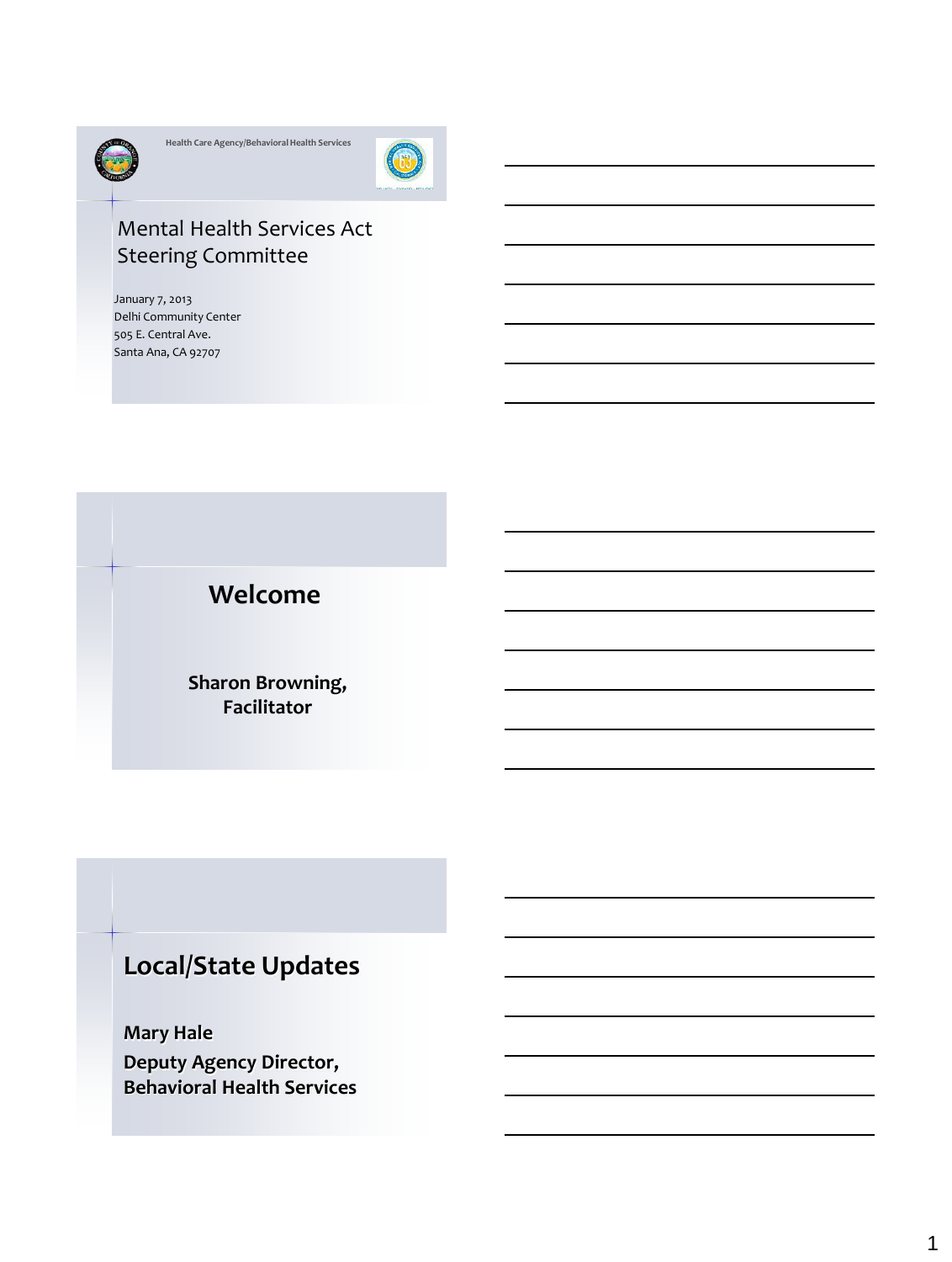Health Care Agency/Behavioral Health Services

# Mental Health Services Act Steering Committee

January 7, 2013
Delhi Community Center
505 E. Central Ave.
Santa Ana, CA 92707

## Welcome

**Sharon Browning, Facilitator**

## Local/State Updates

**Mary Hale**
**Deputy Agency Director, Behavioral Health Services**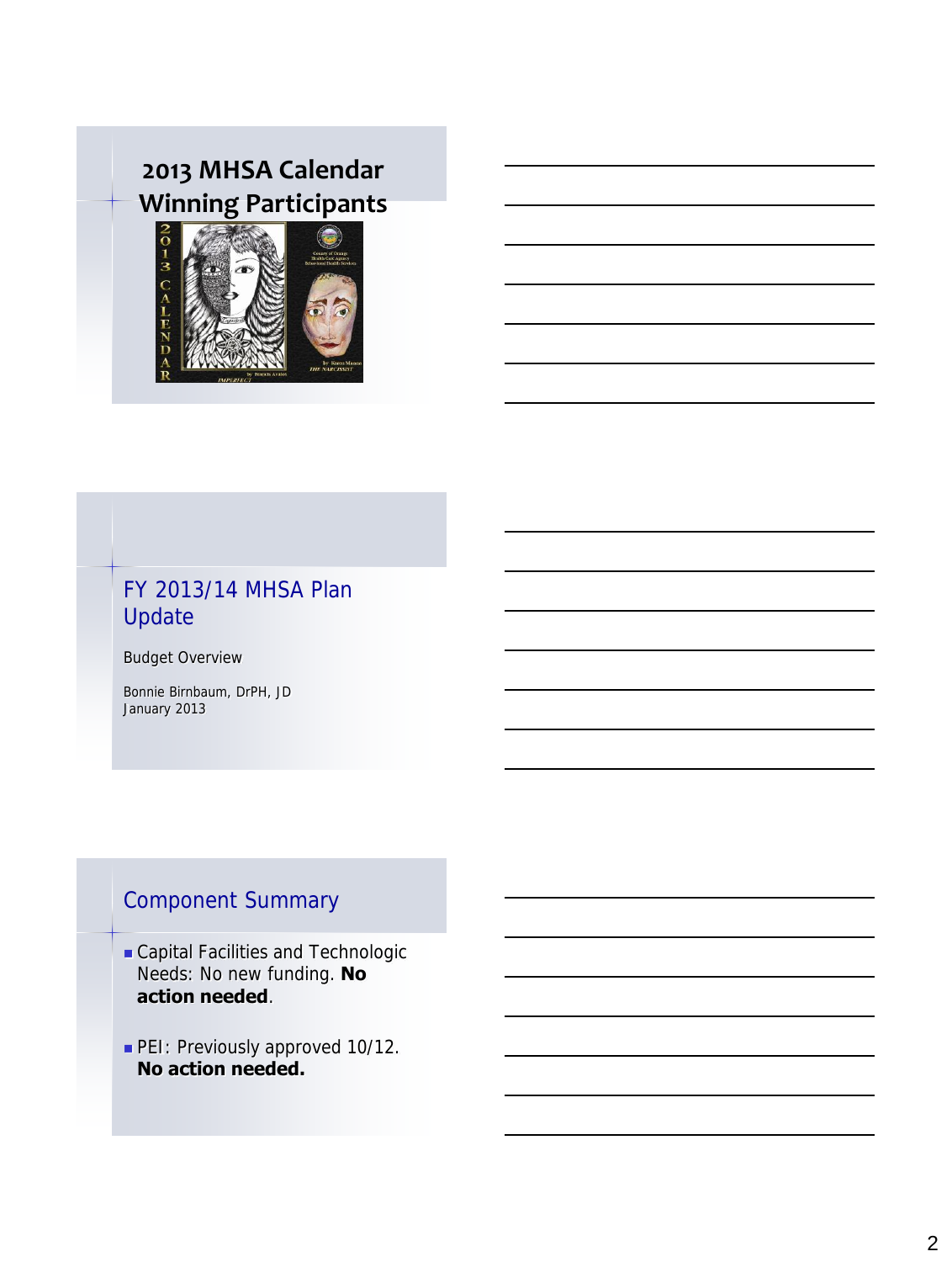## 2013 MHSA Calendar Winning Participants

## FY 2013/14 MHSA Plan Update

Budget Overview

Bonnie Birnbaum, DrPH, JD
January 2013

## Component Summary

- Capital Facilities and Technologic Needs: No new funding. **No action needed**.
- PEI: Previously approved 10/12. **No action needed.**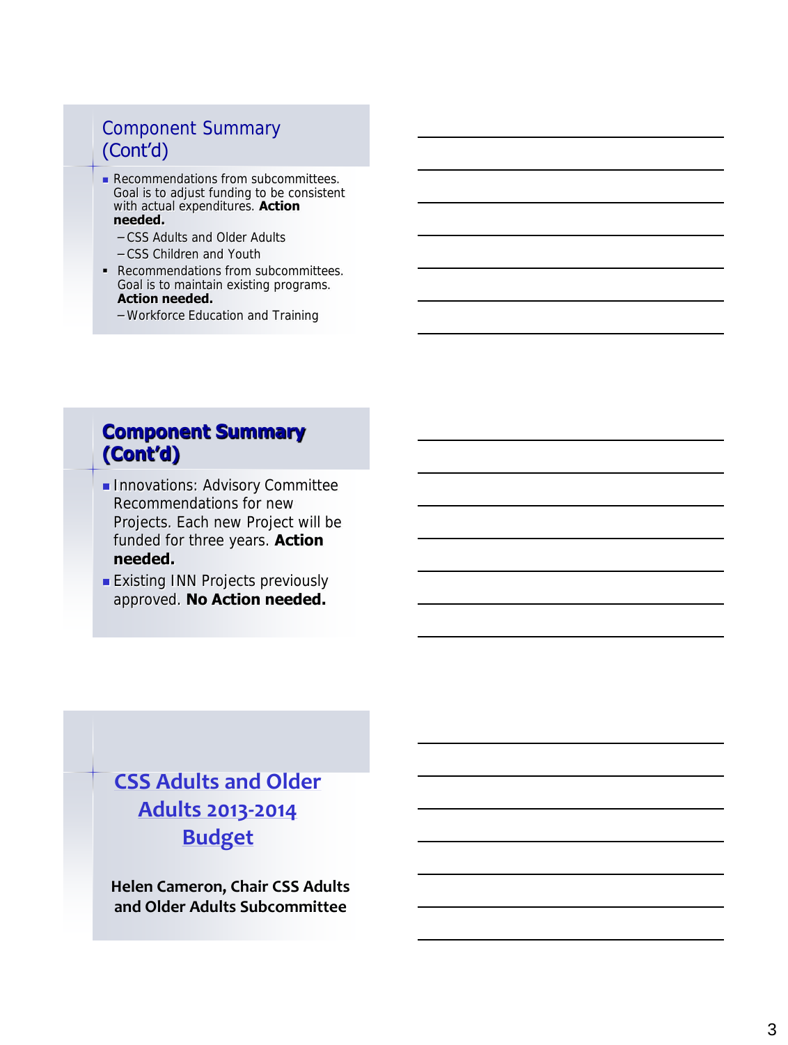## Component Summary (Cont'd)

- Recommendations from subcommittees. Goal is to adjust funding to be consistent with actual expenditures. **Action needed.**
  - CSS Adults and Older Adults
  - CSS Children and Youth
- Recommendations from subcommittees. Goal is to maintain existing programs. **Action needed.**
  - Workforce Education and Training

## Component Summary (Cont'd)

- Innovations: Advisory Committee Recommendations for new Projects. Each new Project will be funded for three years. **Action needed.**
- Existing INN Projects previously approved. **No Action needed.**

## CSS Adults and Older Adults 2013-2014 Budget

**Helen Cameron, Chair CSS Adults and Older Adults Subcommittee**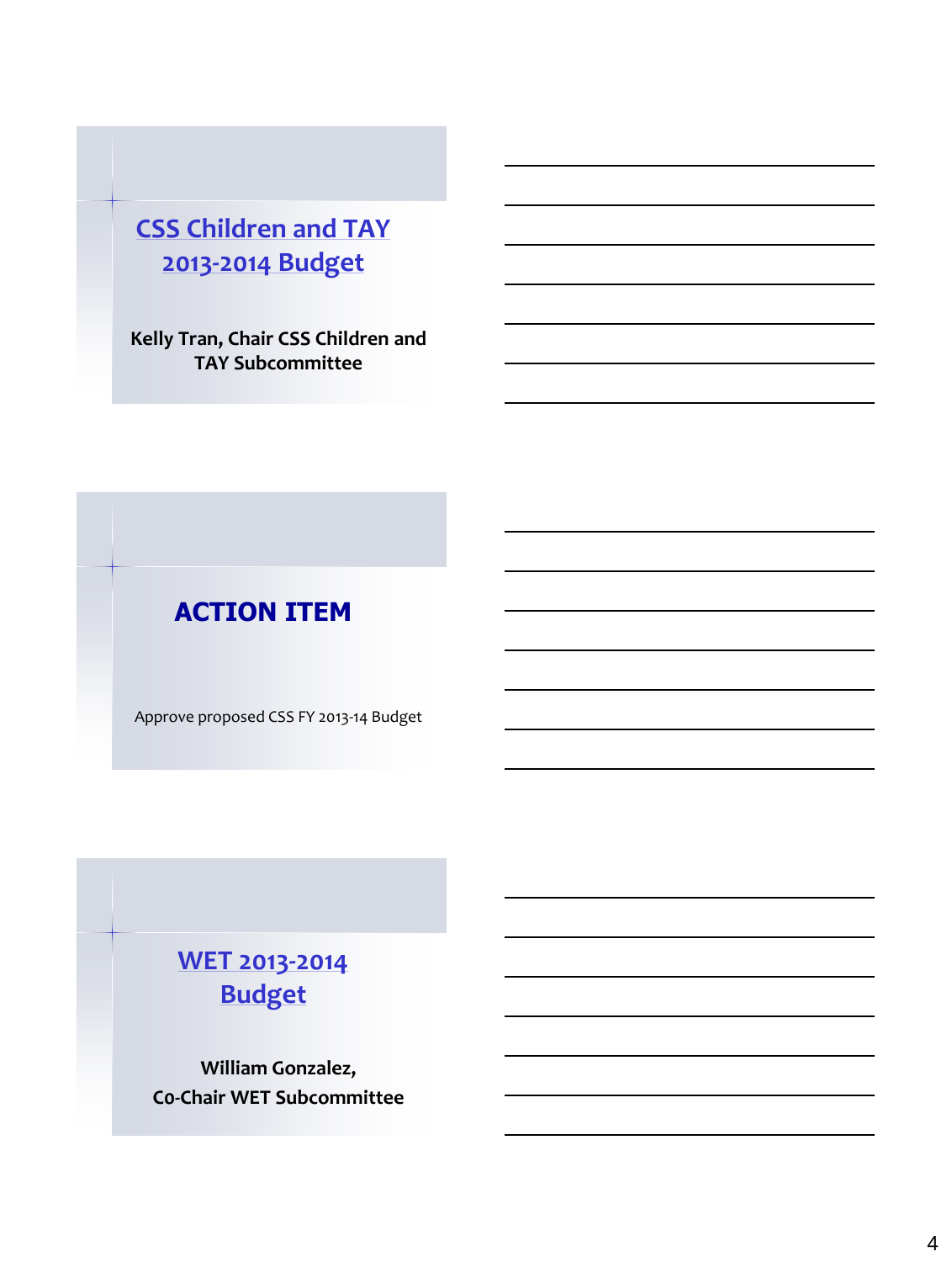## CSS Children and TAY 2013-2014 Budget

**Kelly Tran, Chair CSS Children and TAY Subcommittee**

## ACTION ITEM

Approve proposed CSS FY 2013-14 Budget

## WET 2013-2014 Budget

**William Gonzalez, Co-Chair WET Subcommittee**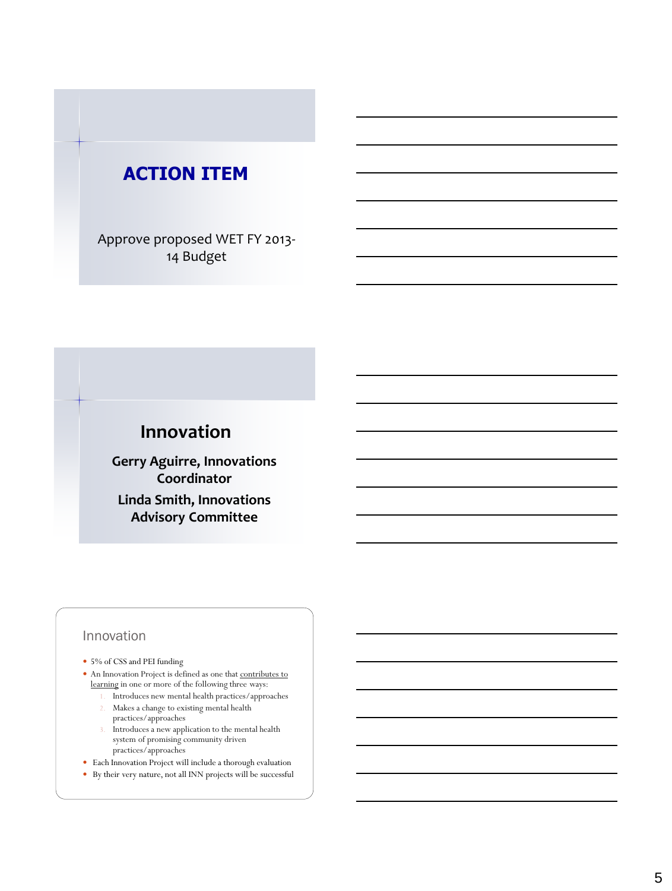## ACTION ITEM

Approve proposed WET FY 2013-14 Budget

## Innovation

**Gerry Aguirre, Innovations Coordinator**

**Linda Smith, Innovations Advisory Committee**

### Innovation

- 5% of CSS and PEI funding
- An Innovation Project is defined as one that contributes to learning in one or more of the following three ways:
  1. Introduces new mental health practices/approaches
  2. Makes a change to existing mental health practices/approaches
  3. Introduces a new application to the mental health system of promising community driven practices/approaches
- Each Innovation Project will include a thorough evaluation
- By their very nature, not all INN projects will be successful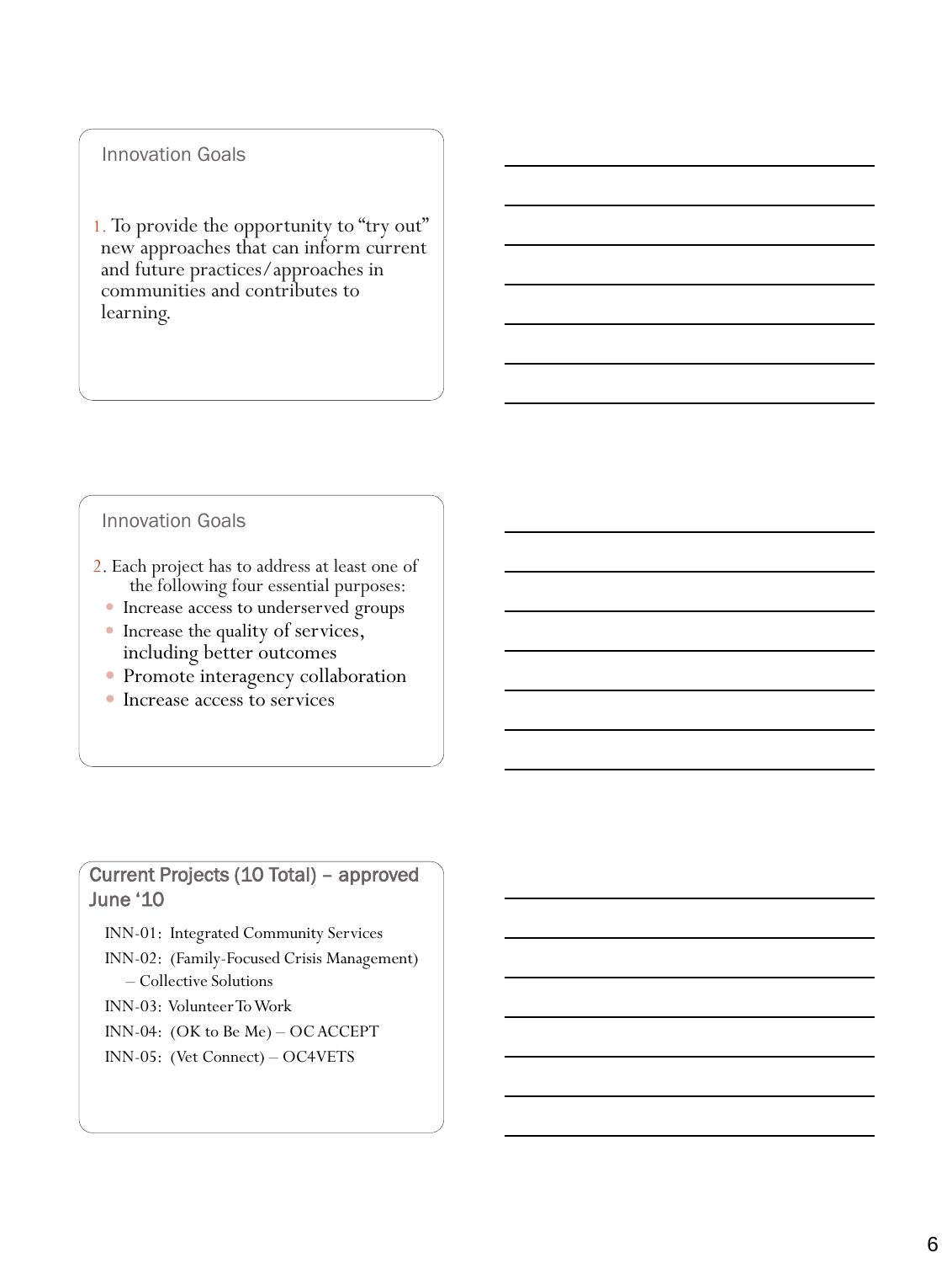## Innovation Goals

1. To provide the opportunity to "try out" new approaches that can inform current and future practices/approaches in communities and contributes to learning.

## Innovation Goals

2. Each project has to address at least one of the following four essential purposes:
   - Increase access to underserved groups
   - Increase the quality of services, including better outcomes
   - Promote interagency collaboration
   - Increase access to services

## Current Projects (10 Total) – approved June '10

INN-01: Integrated Community Services

INN-02: (Family-Focused Crisis Management) – Collective Solutions

INN-03: Volunteer To Work

INN-04: (OK to Be Me) – OC ACCEPT

INN-05: (Vet Connect) – OC4VETS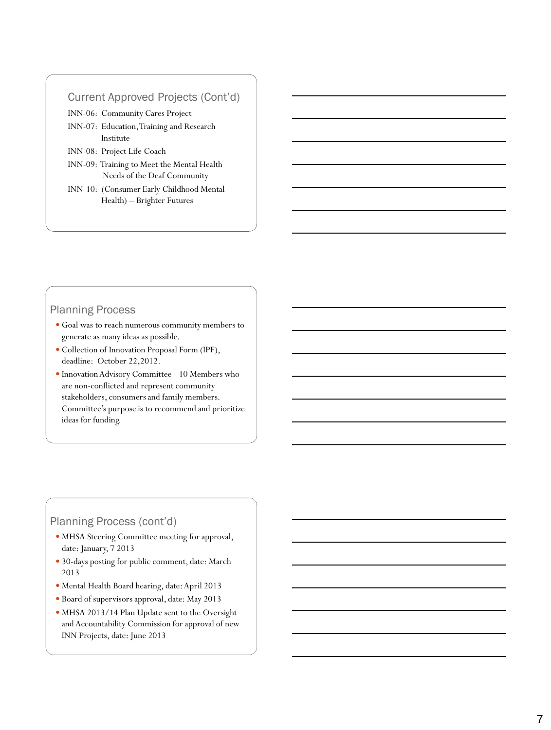## Current Approved Projects (Cont'd)

INN-06: Community Cares Project

INN-07: Education, Training and Research Institute

INN-08: Project Life Coach

INN-09: Training to Meet the Mental Health Needs of the Deaf Community

INN-10: (Consumer Early Childhood Mental Health) – Brighter Futures

## Planning Process

- Goal was to reach numerous community members to generate as many ideas as possible.
- Collection of Innovation Proposal Form (IPF), deadline: October 22,2012.
- Innovation Advisory Committee - 10 Members who are non-conflicted and represent community stakeholders, consumers and family members. Committee's purpose is to recommend and prioritize ideas for funding.

## Planning Process (cont'd)

- MHSA Steering Committee meeting for approval, date: January, 7 2013
- 30-days posting for public comment, date: March 2013
- Mental Health Board hearing, date: April 2013
- Board of supervisors approval, date: May 2013
- MHSA 2013/14 Plan Update sent to the Oversight and Accountability Commission for approval of new INN Projects, date: June 2013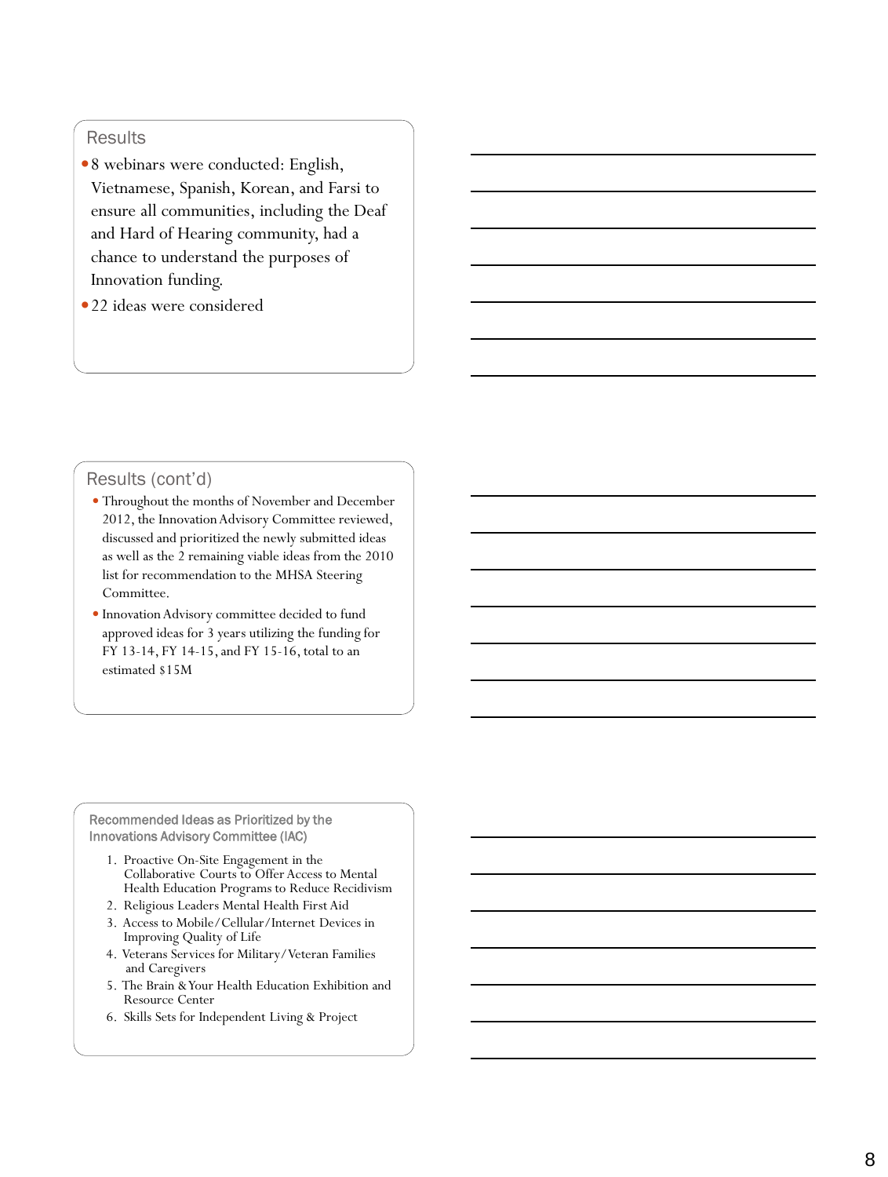## Results

- 8 webinars were conducted: English, Vietnamese, Spanish, Korean, and Farsi to ensure all communities, including the Deaf and Hard of Hearing community, had a chance to understand the purposes of Innovation funding.
- 22 ideas were considered

## Results (cont'd)

- Throughout the months of November and December 2012, the Innovation Advisory Committee reviewed, discussed and prioritized the newly submitted ideas as well as the 2 remaining viable ideas from the 2010 list for recommendation to the MHSA Steering Committee.
- Innovation Advisory committee decided to fund approved ideas for 3 years utilizing the funding for FY 13-14, FY 14-15, and FY 15-16, total to an estimated $15M

## Recommended Ideas as Prioritized by the Innovations Advisory Committee (IAC)

1. Proactive On-Site Engagement in the Collaborative Courts to Offer Access to Mental Health Education Programs to Reduce Recidivism
2. Religious Leaders Mental Health First Aid
3. Access to Mobile/Cellular/Internet Devices in Improving Quality of Life
4. Veterans Services for Military/Veteran Families and Caregivers
5. The Brain & Your Health Education Exhibition and Resource Center
6. Skills Sets for Independent Living & Project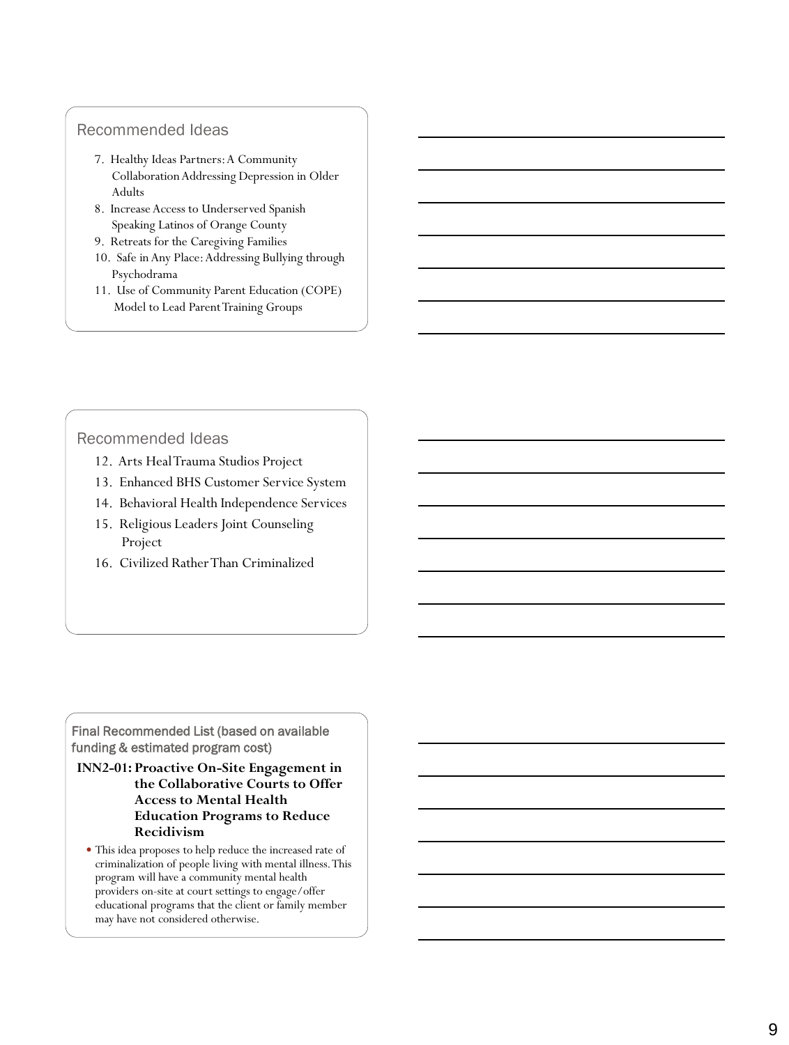## Recommended Ideas

7. Healthy Ideas Partners: A Community Collaboration Addressing Depression in Older Adults
8. Increase Access to Underserved Spanish Speaking Latinos of Orange County
9. Retreats for the Caregiving Families
10. Safe in Any Place: Addressing Bullying through Psychodrama
11. Use of Community Parent Education (COPE) Model to Lead Parent Training Groups

## Recommended Ideas

12. Arts Heal Trauma Studios Project
13. Enhanced BHS Customer Service System
14. Behavioral Health Independence Services
15. Religious Leaders Joint Counseling Project
16. Civilized Rather Than Criminalized

## Final Recommended List (based on available funding & estimated program cost)

**INN2-01: Proactive On-Site Engagement in the Collaborative Courts to Offer Access to Mental Health Education Programs to Reduce Recidivism**

- This idea proposes to help reduce the increased rate of criminalization of people living with mental illness. This program will have a community mental health providers on-site at court settings to engage/offer educational programs that the client or family member may have not considered otherwise.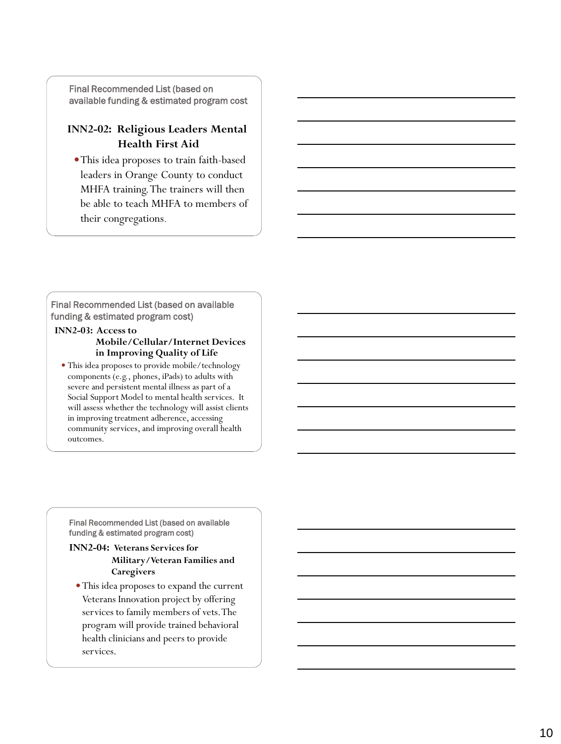Final Recommended List (based on available funding & estimated program cost)

### INN2-02: Religious Leaders Mental Health First Aid

- This idea proposes to train faith-based leaders in Orange County to conduct MHFA training. The trainers will then be able to teach MHFA to members of their congregations.

Final Recommended List (based on available funding & estimated program cost)

### INN2-03: Access to Mobile/Cellular/Internet Devices in Improving Quality of Life

- This idea proposes to provide mobile/technology components (e.g., phones, iPads) to adults with severe and persistent mental illness as part of a Social Support Model to mental health services. It will assess whether the technology will assist clients in improving treatment adherence, accessing community services, and improving overall health outcomes.

Final Recommended List (based on available funding & estimated program cost)

### INN2-04: Veterans Services for Military/Veteran Families and Caregivers

- This idea proposes to expand the current Veterans Innovation project by offering services to family members of vets. The program will provide trained behavioral health clinicians and peers to provide services.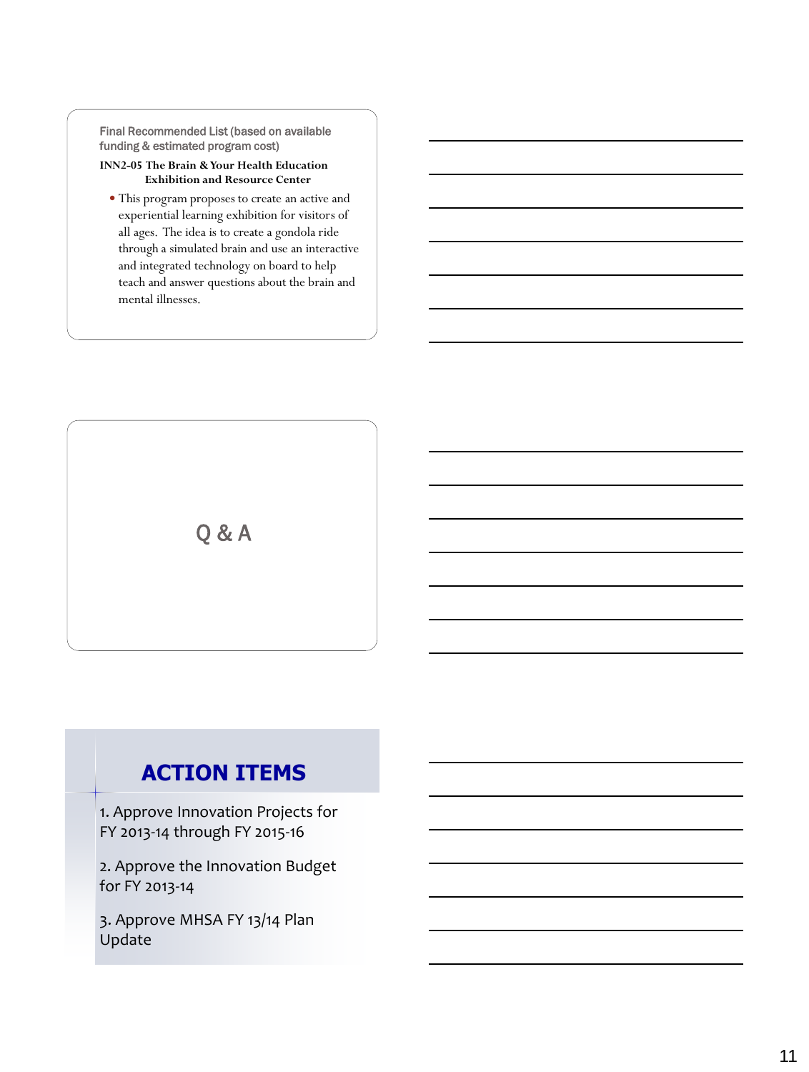Final Recommended List (based on available funding & estimated program cost)

**INN2-05 The Brain & Your Health Education Exhibition and Resource Center**

- This program proposes to create an active and experiential learning exhibition for visitors of all ages. The idea is to create a gondola ride through a simulated brain and use an interactive and integrated technology on board to help teach and answer questions about the brain and mental illnesses.

## Q & A

## ACTION ITEMS

1. Approve Innovation Projects for FY 2013-14 through FY 2015-16

2. Approve the Innovation Budget for FY 2013-14

3. Approve MHSA FY 13/14 Plan Update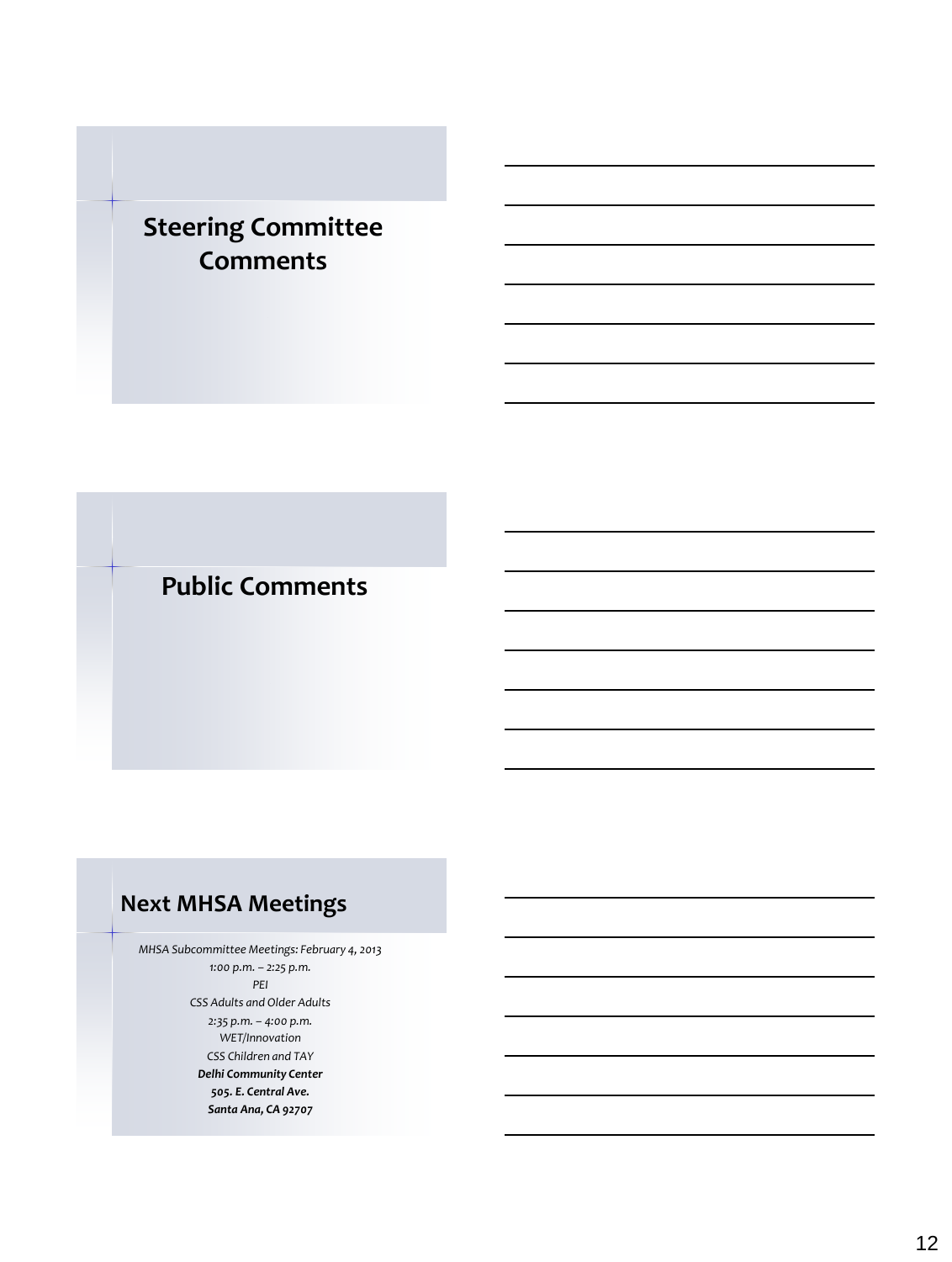## Steering Committee Comments

## Public Comments

## Next MHSA Meetings

*MHSA Subcommittee Meetings: February 4, 2013*

*1:00 p.m. – 2:25 p.m.*

*PEI*

*CSS Adults and Older Adults*

*2:35 p.m. – 4:00 p.m.*

*WET/Innovation*

*CSS Children and TAY*

***Delhi Community Center***

***505. E. Central Ave.***

***Santa Ana, CA 92707***